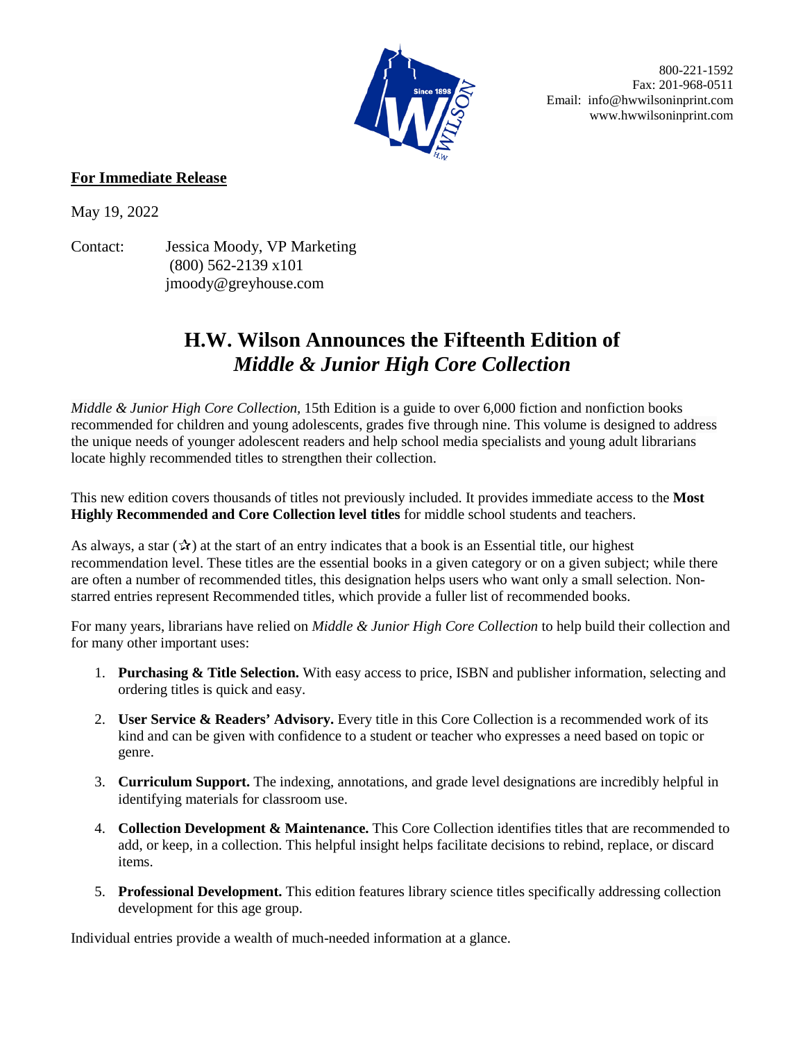800-221-1592
Fax: 201-968-0511
Email: info@hwwilsoninprint.com
www.hwwilsoninprint.com

**For Immediate Release**

May 19, 2022

Contact: Jessica Moody, VP Marketing
(800) 562-2139 x101
jmoody@greyhouse.com

# H.W. Wilson Announces the Fifteenth Edition of *Middle & Junior High Core Collection*

*Middle & Junior High Core Collection,* 15th Edition is a guide to over 6,000 fiction and nonfiction books recommended for children and young adolescents, grades five through nine. This volume is designed to address the unique needs of younger adolescent readers and help school media specialists and young adult librarians locate highly recommended titles to strengthen their collection.

This new edition covers thousands of titles not previously included. It provides immediate access to the **Most Highly Recommended and Core Collection level titles** for middle school students and teachers.

As always, a star (✰) at the start of an entry indicates that a book is an Essential title, our highest recommendation level. These titles are the essential books in a given category or on a given subject; while there are often a number of recommended titles, this designation helps users who want only a small selection. Non-starred entries represent Recommended titles, which provide a fuller list of recommended books.

For many years, librarians have relied on *Middle & Junior High Core Collection* to help build their collection and for many other important uses:

1. **Purchasing & Title Selection.** With easy access to price, ISBN and publisher information, selecting and ordering titles is quick and easy.
2. **User Service & Readers' Advisory.** Every title in this Core Collection is a recommended work of its kind and can be given with confidence to a student or teacher who expresses a need based on topic or genre.
3. **Curriculum Support.** The indexing, annotations, and grade level designations are incredibly helpful in identifying materials for classroom use.
4. **Collection Development & Maintenance.** This Core Collection identifies titles that are recommended to add, or keep, in a collection. This helpful insight helps facilitate decisions to rebind, replace, or discard items.
5. **Professional Development.** This edition features library science titles specifically addressing collection development for this age group.

Individual entries provide a wealth of much-needed information at a glance.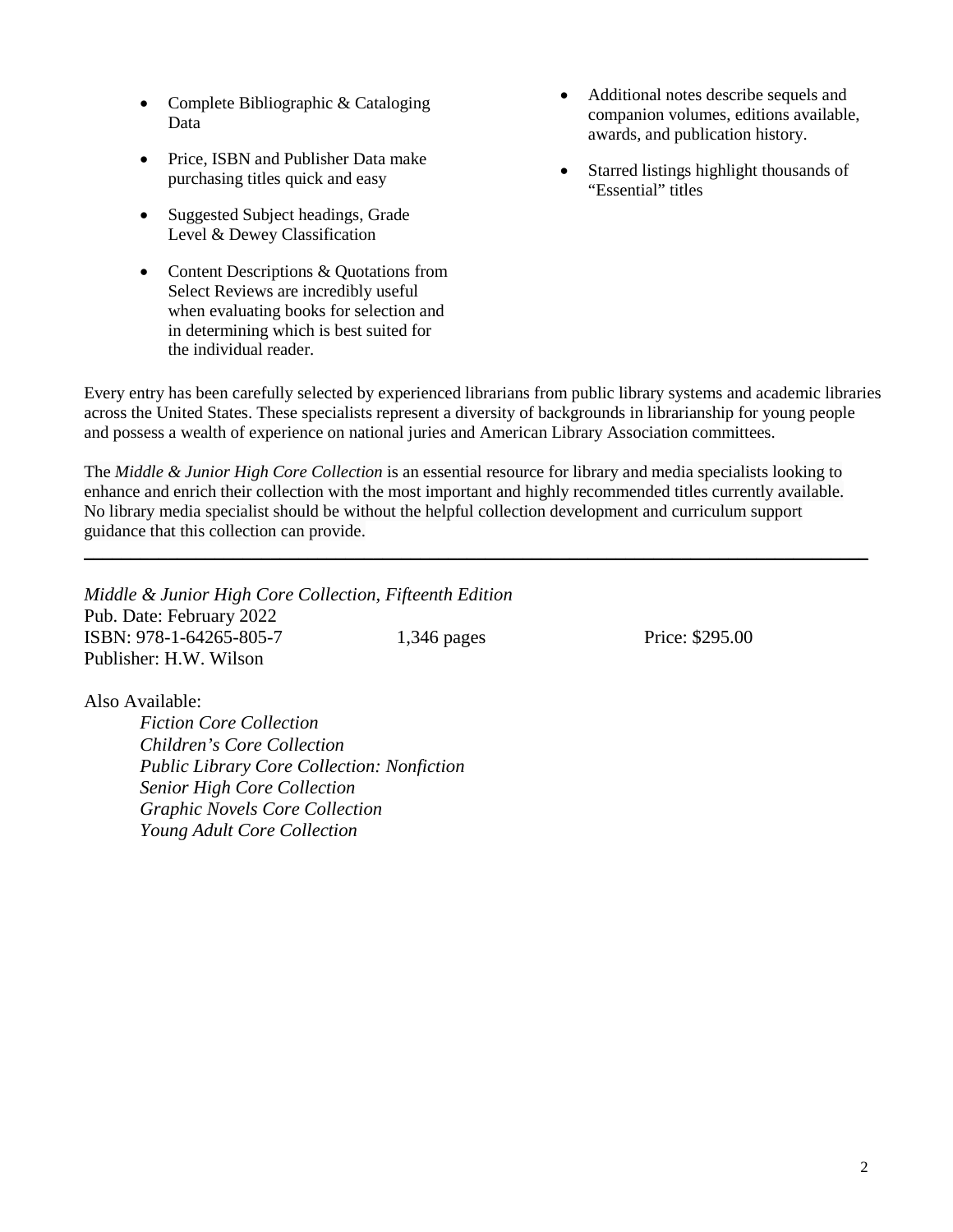- Complete Bibliographic & Cataloging Data
- Price, ISBN and Publisher Data make purchasing titles quick and easy
- Suggested Subject headings, Grade Level & Dewey Classification
- Content Descriptions & Quotations from Select Reviews are incredibly useful when evaluating books for selection and in determining which is best suited for the individual reader.
- Additional notes describe sequels and companion volumes, editions available, awards, and publication history.
- Starred listings highlight thousands of "Essential" titles

Every entry has been carefully selected by experienced librarians from public library systems and academic libraries across the United States. These specialists represent a diversity of backgrounds in librarianship for young people and possess a wealth of experience on national juries and American Library Association committees.

The *Middle & Junior High Core Collection* is an essential resource for library and media specialists looking to enhance and enrich their collection with the most important and highly recommended titles currently available. No library media specialist should be without the helpful collection development and curriculum support guidance that this collection can provide.

---

*Middle & Junior High Core Collection, Fifteenth Edition*
Pub. Date: February 2022
ISBN: 978-1-64265-805-7 1,346 pages Price: $295.00
Publisher: H.W. Wilson

Also Available:

*Fiction Core Collection*
*Children's Core Collection*
*Public Library Core Collection: Nonfiction*
*Senior High Core Collection*
*Graphic Novels Core Collection*
*Young Adult Core Collection*